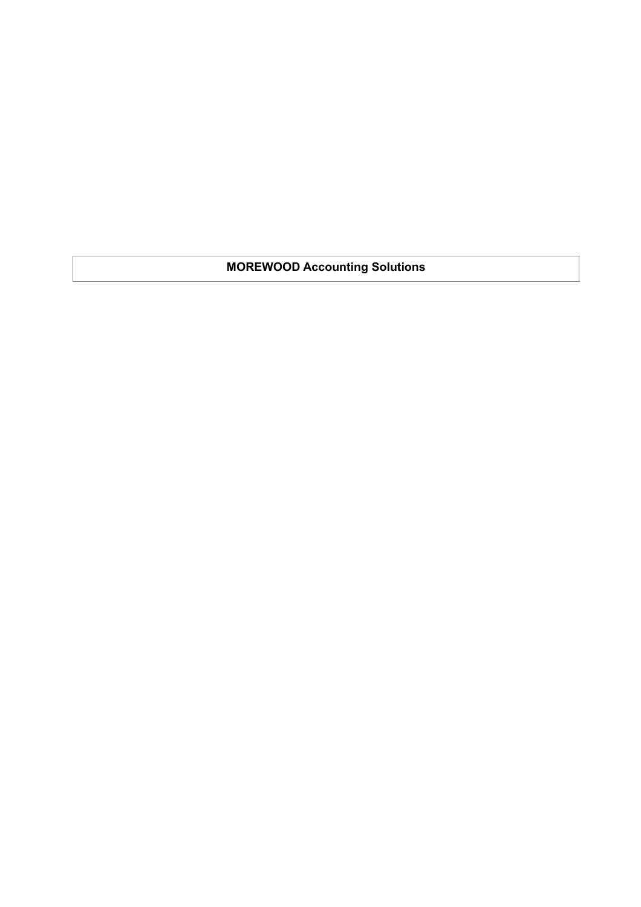# MOREWOOD Accounting Solutions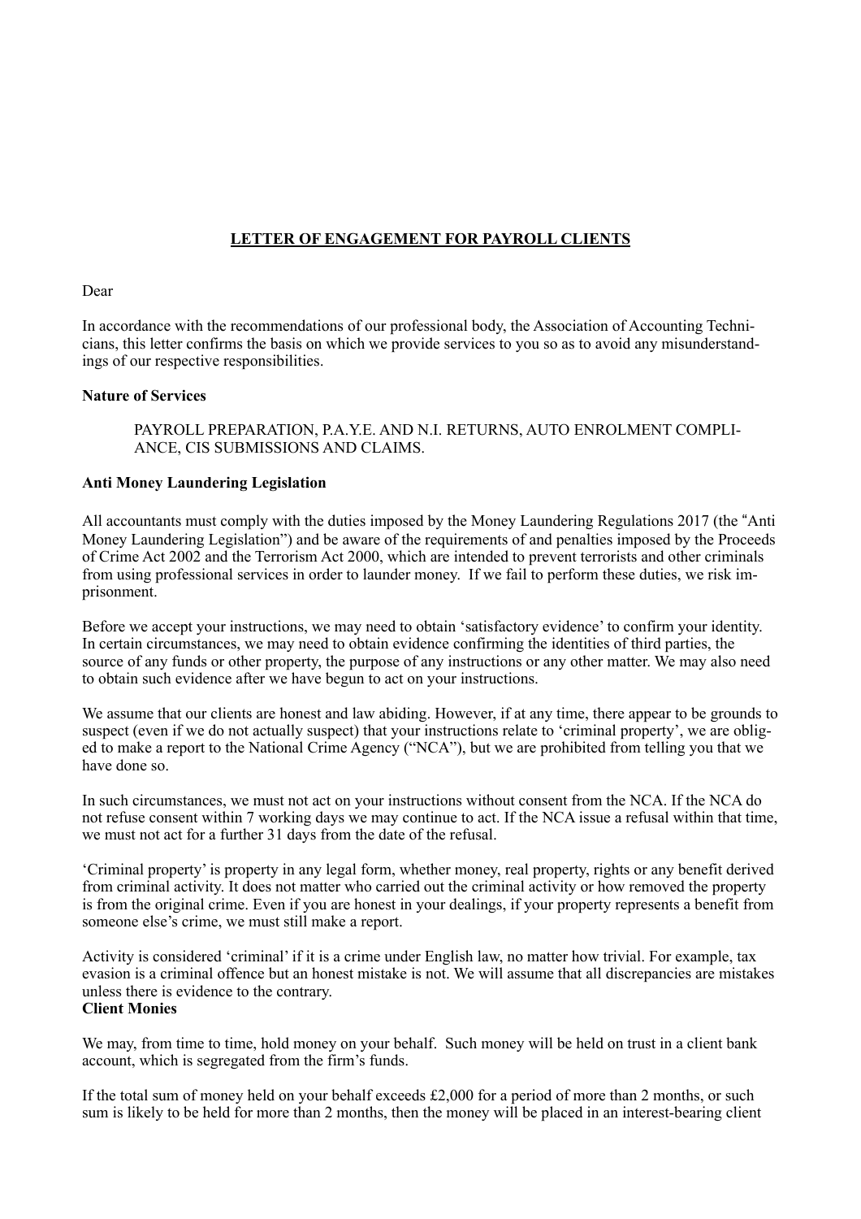**LETTER OF ENGAGEMENT FOR PAYROLL CLIENTS**

Dear

In accordance with the recommendations of our professional body, the Association of Accounting Technicians, this letter confirms the basis on which we provide services to you so as to avoid any misunderstandings of our respective responsibilities.

**Nature of Services**

> PAYROLL PREPARATION, P.A.Y.E. AND N.I. RETURNS, AUTO ENROLMENT COMPLIANCE, CIS SUBMISSIONS AND CLAIMS.

**Anti Money Laundering Legislation**

All accountants must comply with the duties imposed by the Money Laundering Regulations 2017 (the "Anti Money Laundering Legislation") and be aware of the requirements of and penalties imposed by the Proceeds of Crime Act 2002 and the Terrorism Act 2000, which are intended to prevent terrorists and other criminals from using professional services in order to launder money. If we fail to perform these duties, we risk imprisonment.

Before we accept your instructions, we may need to obtain 'satisfactory evidence' to confirm your identity. In certain circumstances, we may need to obtain evidence confirming the identities of third parties, the source of any funds or other property, the purpose of any instructions or any other matter. We may also need to obtain such evidence after we have begun to act on your instructions.

We assume that our clients are honest and law abiding. However, if at any time, there appear to be grounds to suspect (even if we do not actually suspect) that your instructions relate to 'criminal property', we are obliged to make a report to the National Crime Agency ("NCA"), but we are prohibited from telling you that we have done so.

In such circumstances, we must not act on your instructions without consent from the NCA. If the NCA do not refuse consent within 7 working days we may continue to act. If the NCA issue a refusal within that time, we must not act for a further 31 days from the date of the refusal.

'Criminal property' is property in any legal form, whether money, real property, rights or any benefit derived from criminal activity. It does not matter who carried out the criminal activity or how removed the property is from the original crime. Even if you are honest in your dealings, if your property represents a benefit from someone else's crime, we must still make a report.

Activity is considered 'criminal' if it is a crime under English law, no matter how trivial. For example, tax evasion is a criminal offence but an honest mistake is not. We will assume that all discrepancies are mistakes unless there is evidence to the contrary.

**Client Monies**

We may, from time to time, hold money on your behalf. Such money will be held on trust in a client bank account, which is segregated from the firm's funds.

If the total sum of money held on your behalf exceeds £2,000 for a period of more than 2 months, or such sum is likely to be held for more than 2 months, then the money will be placed in an interest-bearing client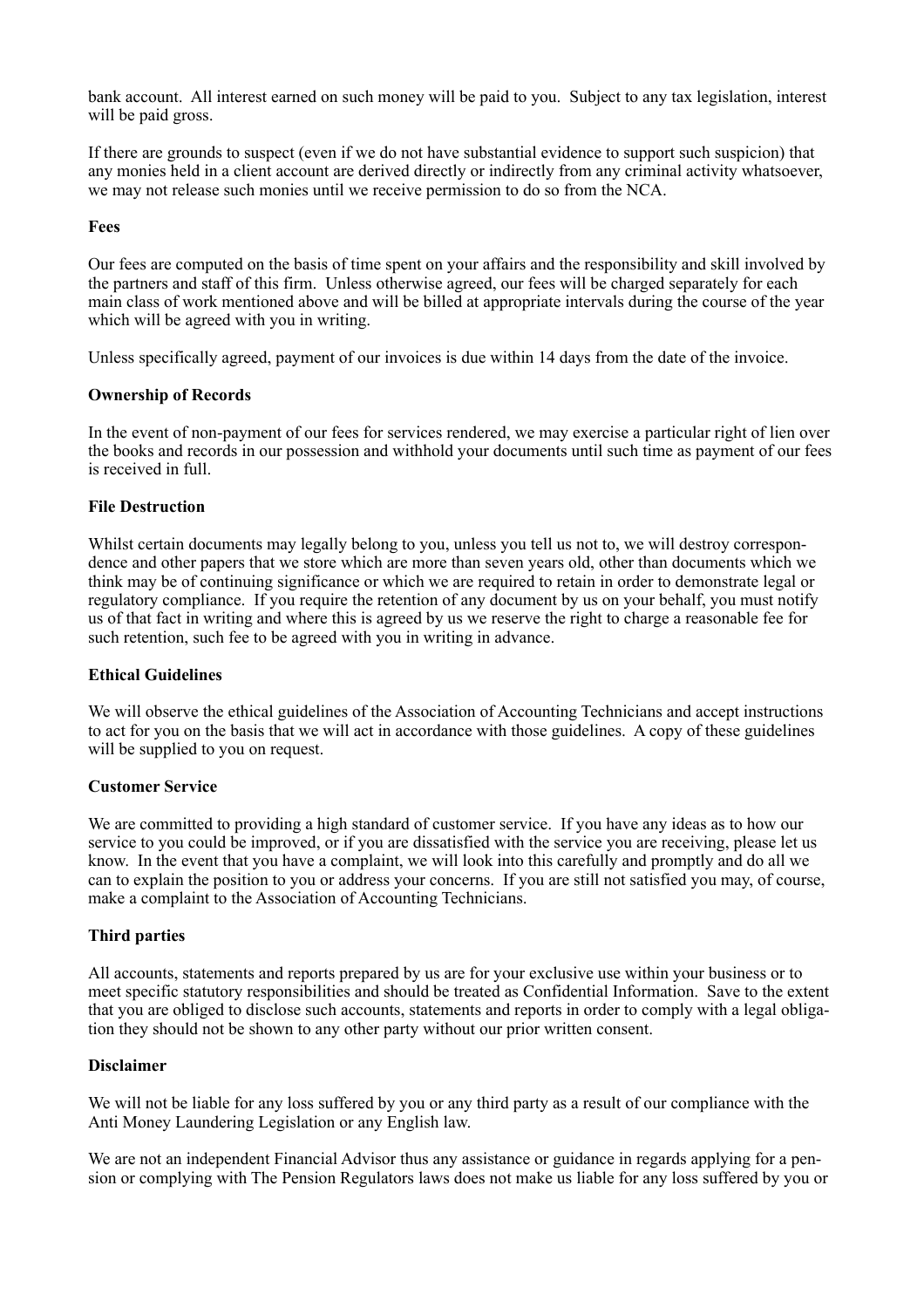bank account. All interest earned on such money will be paid to you. Subject to any tax legislation, interest will be paid gross.

If there are grounds to suspect (even if we do not have substantial evidence to support such suspicion) that any monies held in a client account are derived directly or indirectly from any criminal activity whatsoever, we may not release such monies until we receive permission to do so from the NCA.

**Fees**

Our fees are computed on the basis of time spent on your affairs and the responsibility and skill involved by the partners and staff of this firm. Unless otherwise agreed, our fees will be charged separately for each main class of work mentioned above and will be billed at appropriate intervals during the course of the year which will be agreed with you in writing.

Unless specifically agreed, payment of our invoices is due within 14 days from the date of the invoice.

**Ownership of Records**

In the event of non-payment of our fees for services rendered, we may exercise a particular right of lien over the books and records in our possession and withhold your documents until such time as payment of our fees is received in full.

**File Destruction**

Whilst certain documents may legally belong to you, unless you tell us not to, we will destroy correspondence and other papers that we store which are more than seven years old, other than documents which we think may be of continuing significance or which we are required to retain in order to demonstrate legal or regulatory compliance. If you require the retention of any document by us on your behalf, you must notify us of that fact in writing and where this is agreed by us we reserve the right to charge a reasonable fee for such retention, such fee to be agreed with you in writing in advance.

**Ethical Guidelines**

We will observe the ethical guidelines of the Association of Accounting Technicians and accept instructions to act for you on the basis that we will act in accordance with those guidelines. A copy of these guidelines will be supplied to you on request.

**Customer Service**

We are committed to providing a high standard of customer service. If you have any ideas as to how our service to you could be improved, or if you are dissatisfied with the service you are receiving, please let us know. In the event that you have a complaint, we will look into this carefully and promptly and do all we can to explain the position to you or address your concerns. If you are still not satisfied you may, of course, make a complaint to the Association of Accounting Technicians.

**Third parties**

All accounts, statements and reports prepared by us are for your exclusive use within your business or to meet specific statutory responsibilities and should be treated as Confidential Information. Save to the extent that you are obliged to disclose such accounts, statements and reports in order to comply with a legal obligation they should not be shown to any other party without our prior written consent.

**Disclaimer**

We will not be liable for any loss suffered by you or any third party as a result of our compliance with the Anti Money Laundering Legislation or any English law.

We are not an independent Financial Advisor thus any assistance or guidance in regards applying for a pension or complying with The Pension Regulators laws does not make us liable for any loss suffered by you or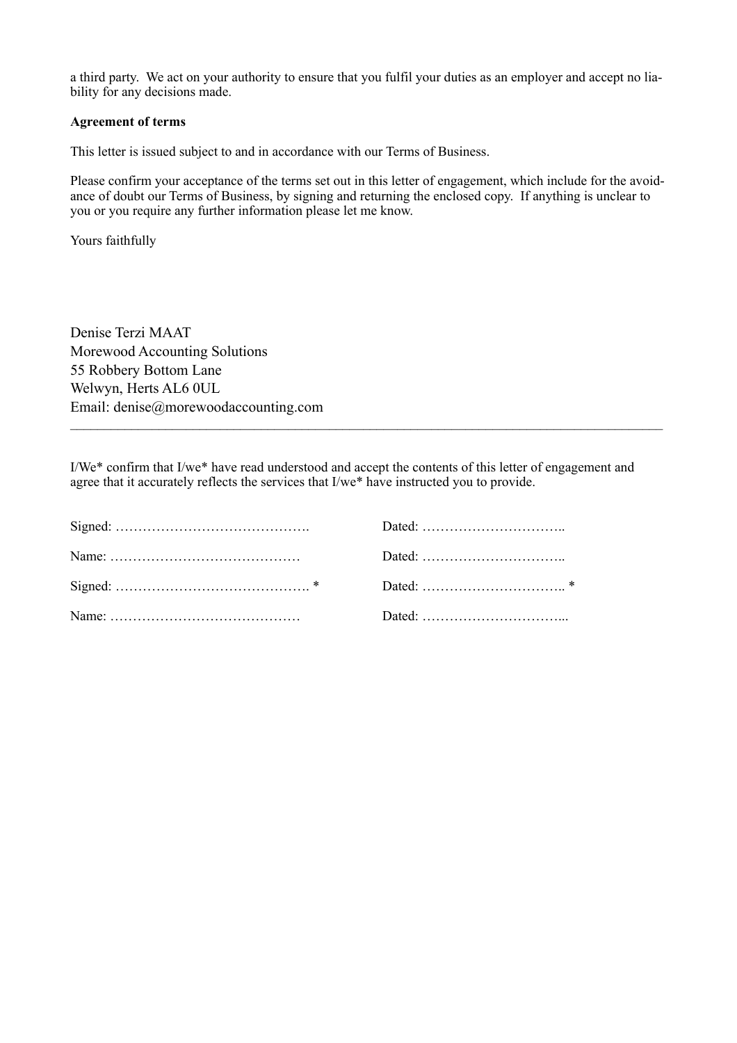a third party. We act on your authority to ensure that you fulfil your duties as an employer and accept no liability for any decisions made.

**Agreement of terms**

This letter is issued subject to and in accordance with our Terms of Business.

Please confirm your acceptance of the terms set out in this letter of engagement, which include for the avoidance of doubt our Terms of Business, by signing and returning the enclosed copy. If anything is unclear to you or you require any further information please let me know.

Yours faithfully

Denise Terzi MAAT
Morewood Accounting Solutions
55 Robbery Bottom Lane
Welwyn, Herts AL6 0UL
Email: denise@morewoodaccounting.com

---

I/We* confirm that I/we* have read understood and accept the contents of this letter of engagement and agree that it accurately reflects the services that I/we* have instructed you to provide.

Signed: ……………………………………. Dated: …………………………..

Name: …………………………………… Dated: …………………………..

Signed: ……………………………………. * Dated: ………………………….. *

Name: …………………………………… Dated: …………………………...